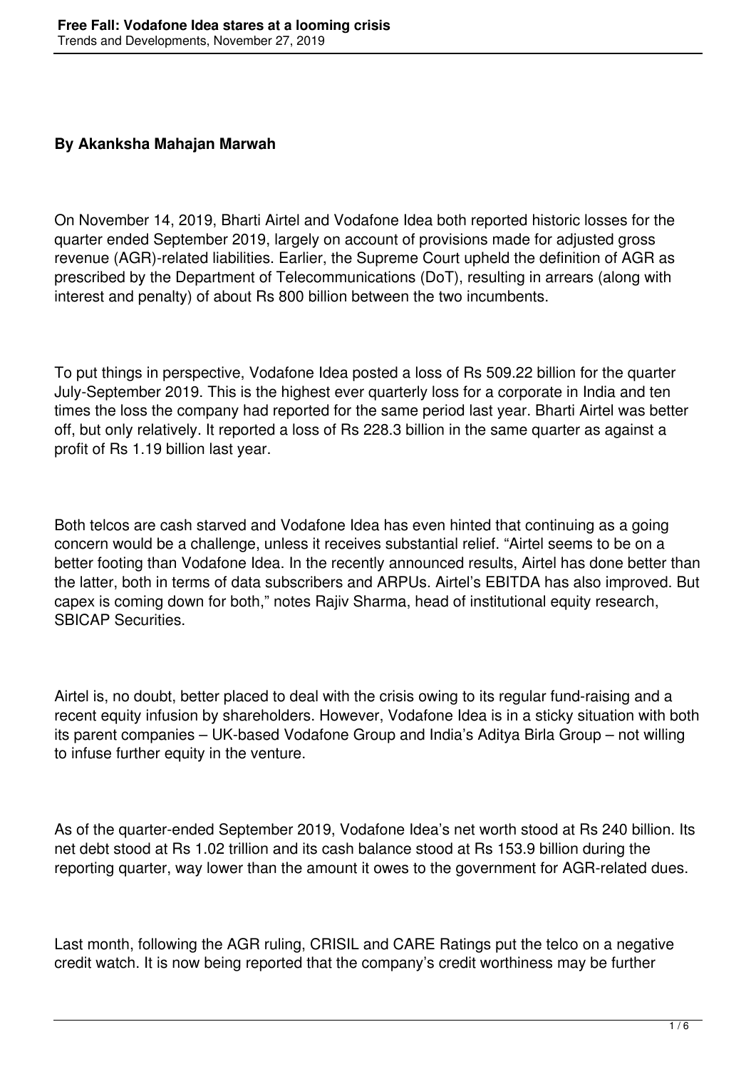**By Akanksha Mahajan Marwah**

On November 14, 2019, Bharti Airtel and Vodafone Idea both reported historic losses for the quarter ended September 2019, largely on account of provisions made for adjusted gross revenue (AGR)-related liabilities. Earlier, the Supreme Court upheld the definition of AGR as prescribed by the Department of Telecommunications (DoT), resulting in arrears (along with interest and penalty) of about Rs 800 billion between the two incumbents.

To put things in perspective, Vodafone Idea posted a loss of Rs 509.22 billion for the quarter July-September 2019. This is the highest ever quarterly loss for a corporate in India and ten times the loss the company had reported for the same period last year. Bharti Airtel was better off, but only relatively. It reported a loss of Rs 228.3 billion in the same quarter as against a profit of Rs 1.19 billion last year.

Both telcos are cash starved and Vodafone Idea has even hinted that continuing as a going concern would be a challenge, unless it receives substantial relief. "Airtel seems to be on a better footing than Vodafone Idea. In the recently announced results, Airtel has done better than the latter, both in terms of data subscribers and ARPUs. Airtel's EBITDA has also improved. But capex is coming down for both," notes Rajiv Sharma, head of institutional equity research, SBICAP Securities.

Airtel is, no doubt, better placed to deal with the crisis owing to its regular fund-raising and a recent equity infusion by shareholders. However, Vodafone Idea is in a sticky situation with both its parent companies – UK-based Vodafone Group and India's Aditya Birla Group – not willing to infuse further equity in the venture.

As of the quarter-ended September 2019, Vodafone Idea's net worth stood at Rs 240 billion. Its net debt stood at Rs 1.02 trillion and its cash balance stood at Rs 153.9 billion during the reporting quarter, way lower than the amount it owes to the government for AGR-related dues.

Last month, following the AGR ruling, CRISIL and CARE Ratings put the telco on a negative credit watch. It is now being reported that the company's credit worthiness may be further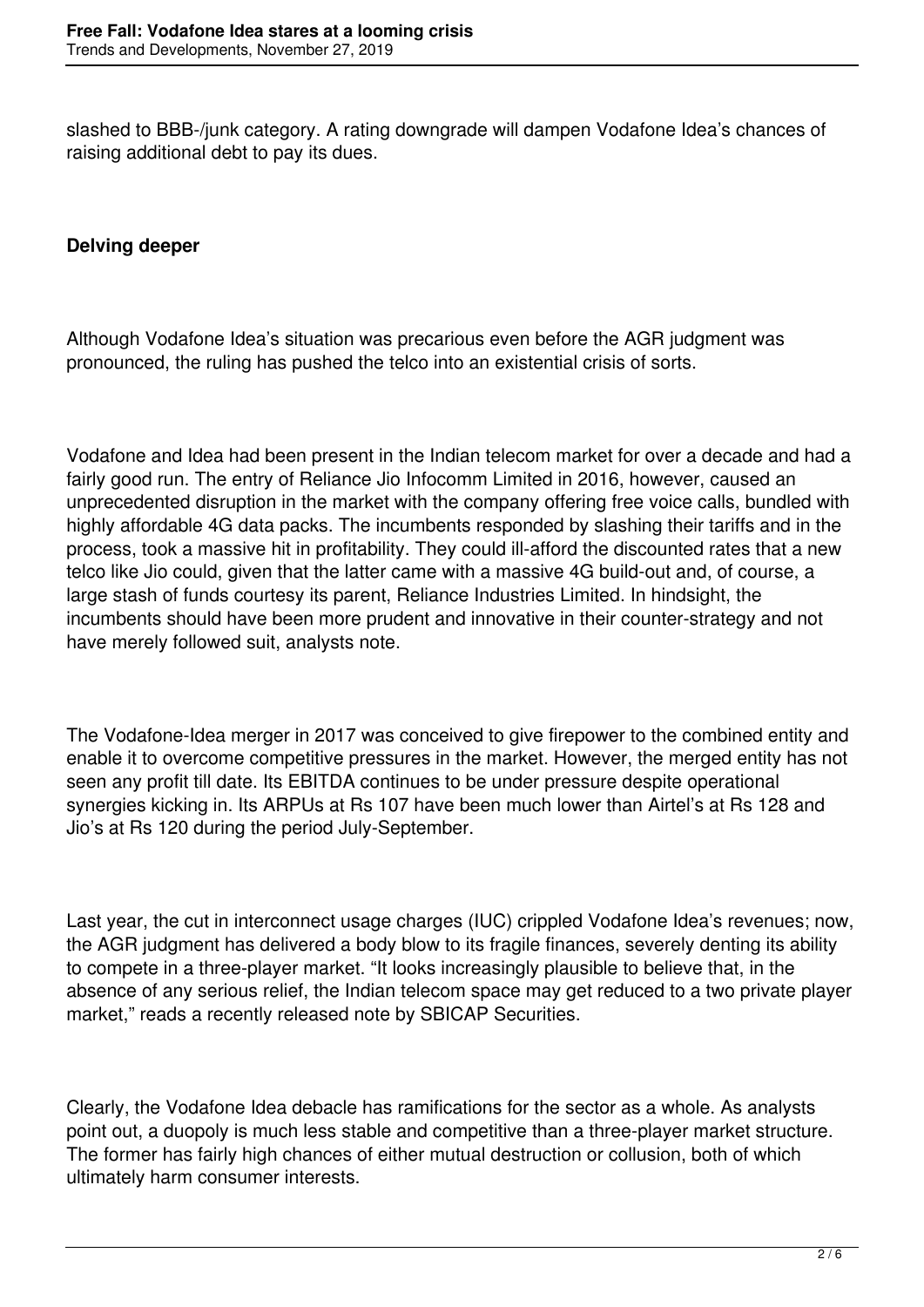slashed to BBB-/junk category. A rating downgrade will dampen Vodafone Idea's chances of raising additional debt to pay its dues.

**Delving deeper**

Although Vodafone Idea's situation was precarious even before the AGR judgment was pronounced, the ruling has pushed the telco into an existential crisis of sorts.

Vodafone and Idea had been present in the Indian telecom market for over a decade and had a fairly good run. The entry of Reliance Jio Infocomm Limited in 2016, however, caused an unprecedented disruption in the market with the company offering free voice calls, bundled with highly affordable 4G data packs. The incumbents responded by slashing their tariffs and in the process, took a massive hit in profitability. They could ill-afford the discounted rates that a new telco like Jio could, given that the latter came with a massive 4G build-out and, of course, a large stash of funds courtesy its parent, Reliance Industries Limited. In hindsight, the incumbents should have been more prudent and innovative in their counter-strategy and not have merely followed suit, analysts note.

The Vodafone-Idea merger in 2017 was conceived to give firepower to the combined entity and enable it to overcome competitive pressures in the market. However, the merged entity has not seen any profit till date. Its EBITDA continues to be under pressure despite operational synergies kicking in. Its ARPUs at Rs 107 have been much lower than Airtel's at Rs 128 and Jio's at Rs 120 during the period July-September.

Last year, the cut in interconnect usage charges (IUC) crippled Vodafone Idea's revenues; now, the AGR judgment has delivered a body blow to its fragile finances, severely denting its ability to compete in a three-player market. "It looks increasingly plausible to believe that, in the absence of any serious relief, the Indian telecom space may get reduced to a two private player market," reads a recently released note by SBICAP Securities.

Clearly, the Vodafone Idea debacle has ramifications for the sector as a whole. As analysts point out, a duopoly is much less stable and competitive than a three-player market structure. The former has fairly high chances of either mutual destruction or collusion, both of which ultimately harm consumer interests.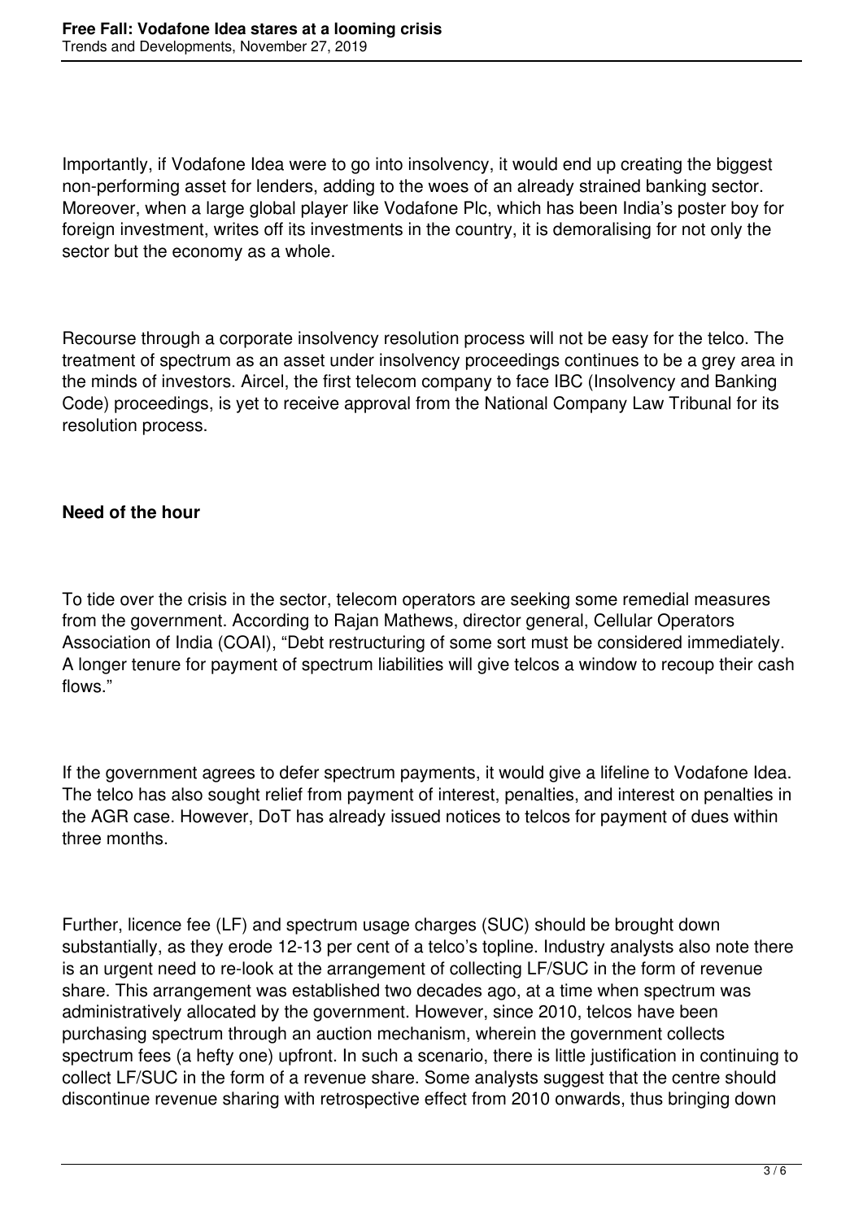Importantly, if Vodafone Idea were to go into insolvency, it would end up creating the biggest non-performing asset for lenders, adding to the woes of an already strained banking sector. Moreover, when a large global player like Vodafone Plc, which has been India's poster boy for foreign investment, writes off its investments in the country, it is demoralising for not only the sector but the economy as a whole.

Recourse through a corporate insolvency resolution process will not be easy for the telco. The treatment of spectrum as an asset under insolvency proceedings continues to be a grey area in the minds of investors. Aircel, the first telecom company to face IBC (Insolvency and Banking Code) proceedings, is yet to receive approval from the National Company Law Tribunal for its resolution process.

**Need of the hour**

To tide over the crisis in the sector, telecom operators are seeking some remedial measures from the government. According to Rajan Mathews, director general, Cellular Operators Association of India (COAI), "Debt restructuring of some sort must be considered immediately. A longer tenure for payment of spectrum liabilities will give telcos a window to recoup their cash flows."

If the government agrees to defer spectrum payments, it would give a lifeline to Vodafone Idea. The telco has also sought relief from payment of interest, penalties, and interest on penalties in the AGR case. However, DoT has already issued notices to telcos for payment of dues within three months.

Further, licence fee (LF) and spectrum usage charges (SUC) should be brought down substantially, as they erode 12-13 per cent of a telco's topline. Industry analysts also note there is an urgent need to re-look at the arrangement of collecting LF/SUC in the form of revenue share. This arrangement was established two decades ago, at a time when spectrum was administratively allocated by the government. However, since 2010, telcos have been purchasing spectrum through an auction mechanism, wherein the government collects spectrum fees (a hefty one) upfront. In such a scenario, there is little justification in continuing to collect LF/SUC in the form of a revenue share. Some analysts suggest that the centre should discontinue revenue sharing with retrospective effect from 2010 onwards, thus bringing down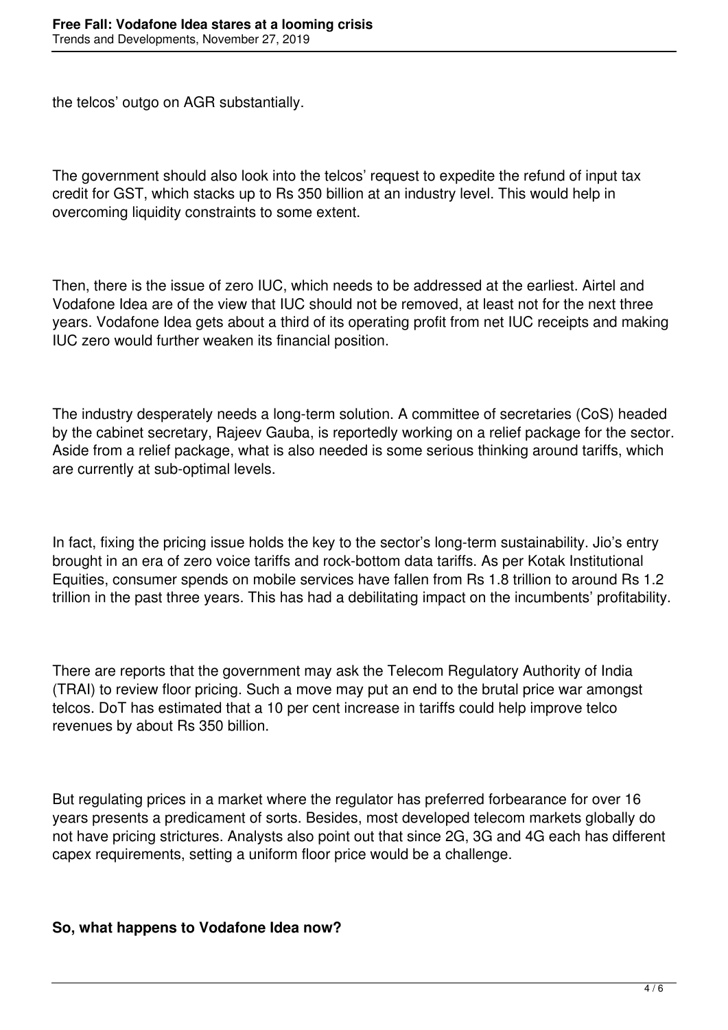the telcos' outgo on AGR substantially.

The government should also look into the telcos' request to expedite the refund of input tax credit for GST, which stacks up to Rs 350 billion at an industry level. This would help in overcoming liquidity constraints to some extent.

Then, there is the issue of zero IUC, which needs to be addressed at the earliest. Airtel and Vodafone Idea are of the view that IUC should not be removed, at least not for the next three years. Vodafone Idea gets about a third of its operating profit from net IUC receipts and making IUC zero would further weaken its financial position.

The industry desperately needs a long-term solution. A committee of secretaries (CoS) headed by the cabinet secretary, Rajeev Gauba, is reportedly working on a relief package for the sector. Aside from a relief package, what is also needed is some serious thinking around tariffs, which are currently at sub-optimal levels.

In fact, fixing the pricing issue holds the key to the sector's long-term sustainability. Jio's entry brought in an era of zero voice tariffs and rock-bottom data tariffs. As per Kotak Institutional Equities, consumer spends on mobile services have fallen from Rs 1.8 trillion to around Rs 1.2 trillion in the past three years. This has had a debilitating impact on the incumbents' profitability.

There are reports that the government may ask the Telecom Regulatory Authority of India (TRAI) to review floor pricing. Such a move may put an end to the brutal price war amongst telcos. DoT has estimated that a 10 per cent increase in tariffs could help improve telco revenues by about Rs 350 billion.

But regulating prices in a market where the regulator has preferred forbearance for over 16 years presents a predicament of sorts. Besides, most developed telecom markets globally do not have pricing strictures. Analysts also point out that since 2G, 3G and 4G each has different capex requirements, setting a uniform floor price would be a challenge.

**So, what happens to Vodafone Idea now?**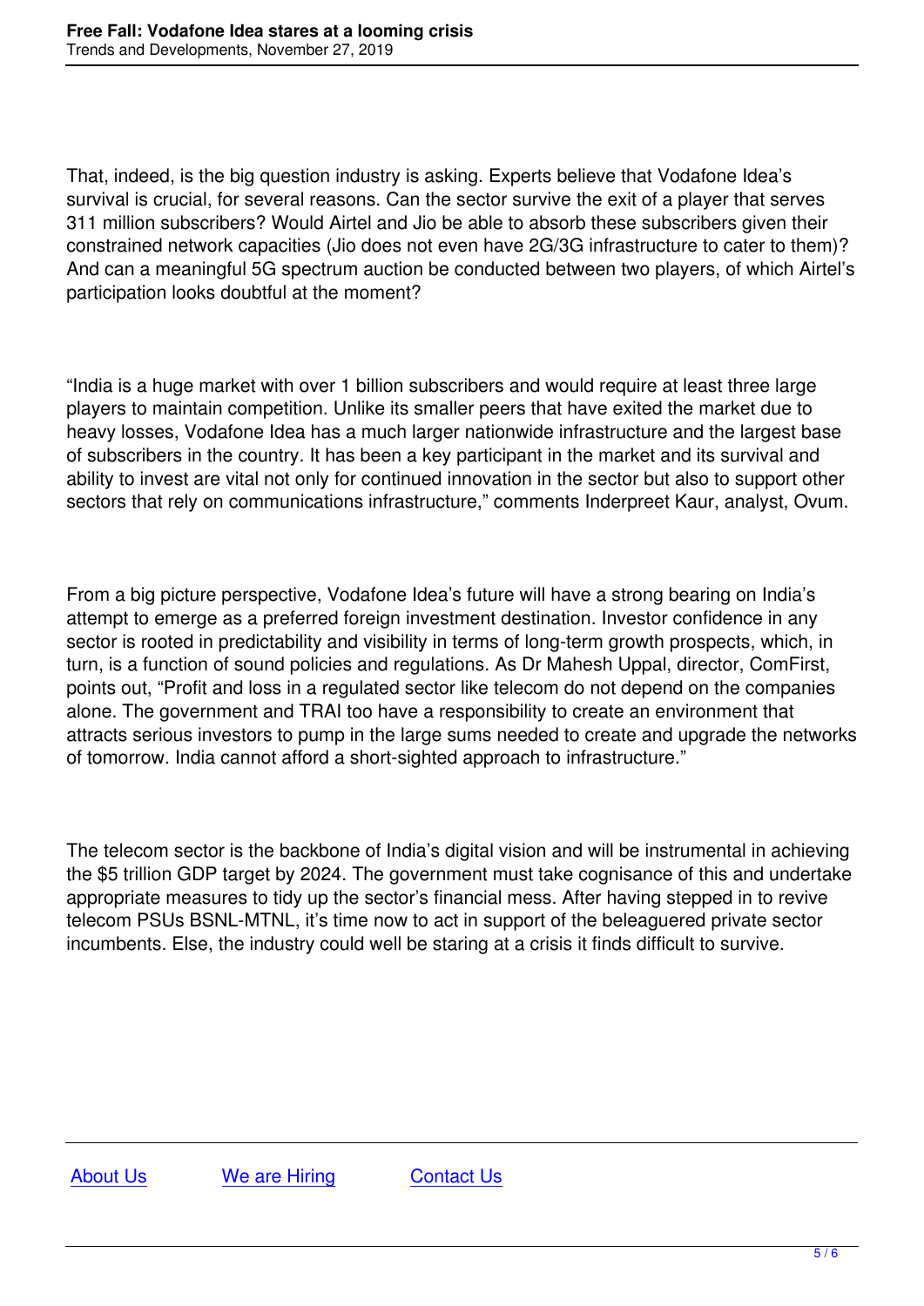That, indeed, is the big question industry is asking. Experts believe that Vodafone Idea's survival is crucial, for several reasons. Can the sector survive the exit of a player that serves 311 million subscribers? Would Airtel and Jio be able to absorb these subscribers given their constrained network capacities (Jio does not even have 2G/3G infrastructure to cater to them)? And can a meaningful 5G spectrum auction be conducted between two players, of which Airtel's participation looks doubtful at the moment?

"India is a huge market with over 1 billion subscribers and would require at least three large players to maintain competition. Unlike its smaller peers that have exited the market due to heavy losses, Vodafone Idea has a much larger nationwide infrastructure and the largest base of subscribers in the country. It has been a key participant in the market and its survival and ability to invest are vital not only for continued innovation in the sector but also to support other sectors that rely on communications infrastructure," comments Inderpreet Kaur, analyst, Ovum.

From a big picture perspective, Vodafone Idea's future will have a strong bearing on India's attempt to emerge as a preferred foreign investment destination. Investor confidence in any sector is rooted in predictability and visibility in terms of long-term growth prospects, which, in turn, is a function of sound policies and regulations. As Dr Mahesh Uppal, director, ComFirst, points out, "Profit and loss in a regulated sector like telecom do not depend on the companies alone. The government and TRAI too have a responsibility to create an environment that attracts serious investors to pump in the large sums needed to create and upgrade the networks of tomorrow. India cannot afford a short-sighted approach to infrastructure."

The telecom sector is the backbone of India's digital vision and will be instrumental in achieving the $5 trillion GDP target by 2024. The government must take cognisance of this and undertake appropriate measures to tidy up the sector's financial mess. After having stepped in to revive telecom PSUs BSNL-MTNL, it's time now to act in support of the beleaguered private sector incumbents. Else, the industry could well be staring at a crisis it finds difficult to survive.

About Us We are Hiring Contact Us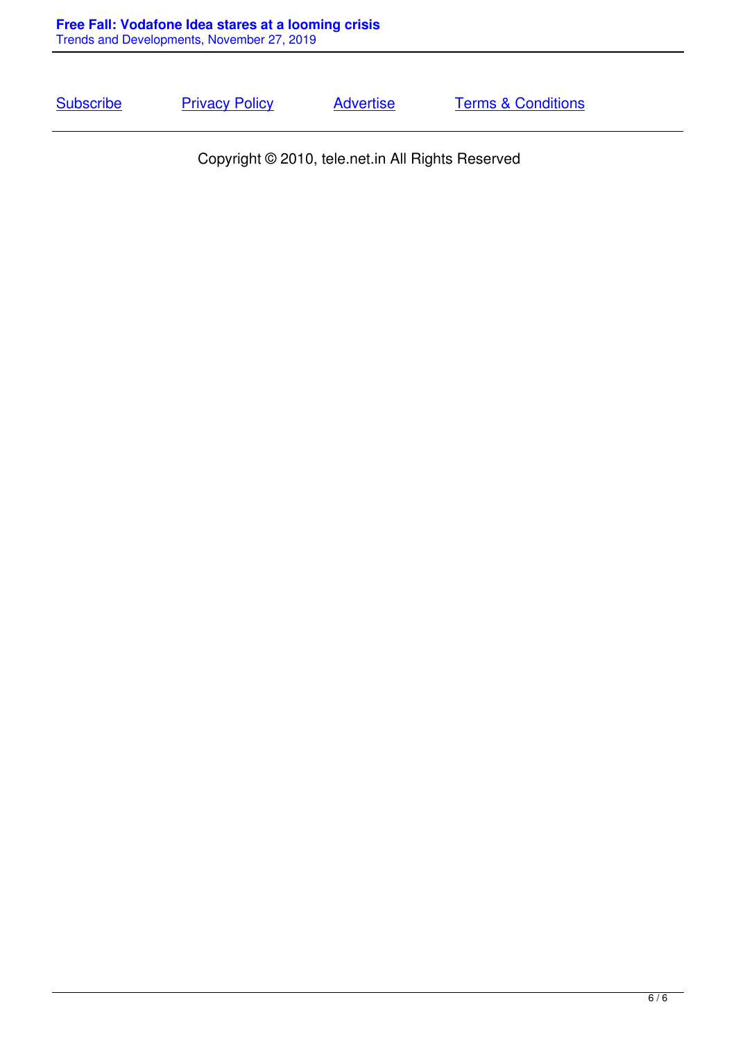Subscribe    Privacy Policy    Advertise    Terms & Conditions

Copyright © 2010, tele.net.in All Rights Reserved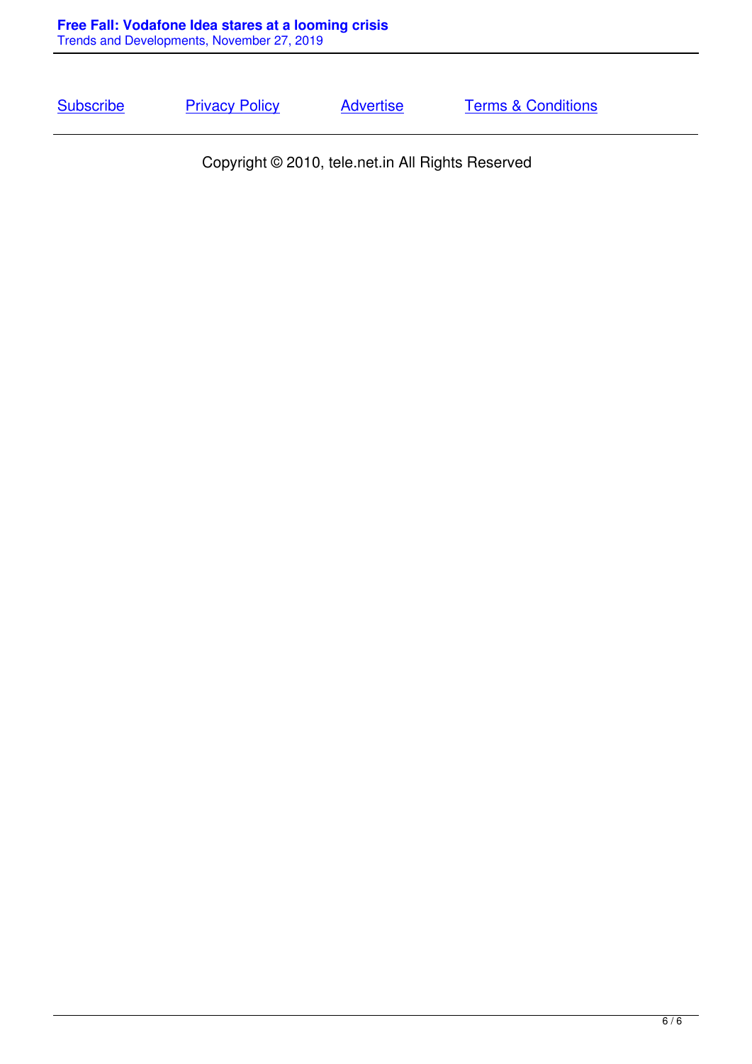[Subscribe](#) [Privacy Policy](#) [Advertise](#) [Terms & Conditions](#)

Copyright © 2010, tele.net.in All Rights Reserved